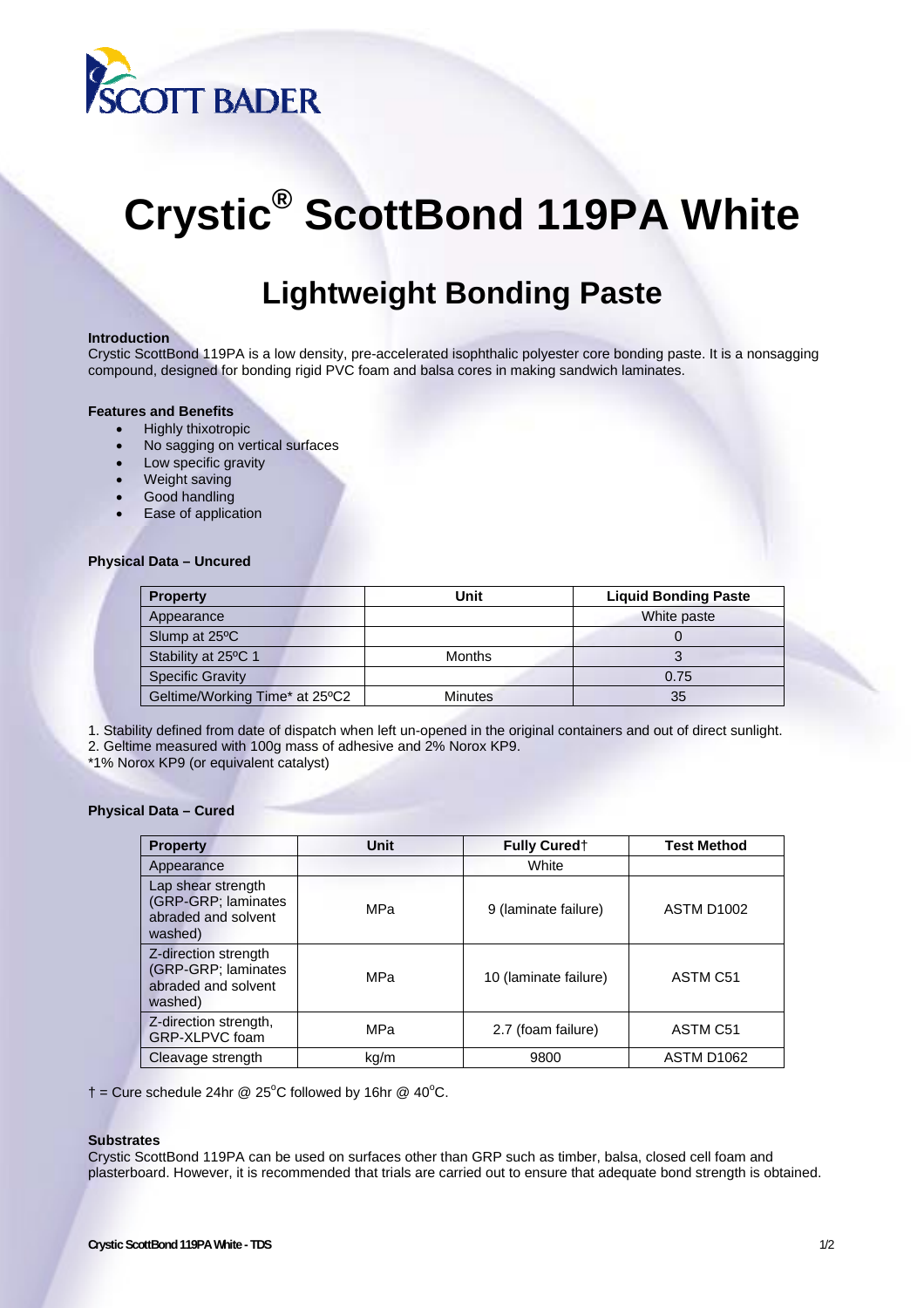# Crystic® ScottBond 119PA White

## Lightweight Bonding Paste

**Introduction**

Crystic ScottBond 119PA is a low density, pre-accelerated isophthalic polyester core bonding paste. It is a nonsagging compound, designed for bonding rigid PVC foam and balsa cores in making sandwich laminates.

**Features and Benefits**

- Highly thixotropic
- No sagging on vertical surfaces
- Low specific gravity
- Weight saving
- Good handling
- Ease of application

**Physical Data – Uncured**

| Property | Unit | Liquid Bonding Paste |
|---|---|---|
| Appearance | | White paste |
| Slump at 25ºC | | 0 |
| Stability at 25ºC 1 | Months | 3 |
| Specific Gravity | | 0.75 |
| Geltime/Working Time* at 25ºC2 | Minutes | 35 |

1. Stability defined from date of dispatch when left un-opened in the original containers and out of direct sunlight.
2. Geltime measured with 100g mass of adhesive and 2% Norox KP9.
*1% Norox KP9 (or equivalent catalyst)

**Physical Data – Cured**

| Property | Unit | Fully Cured† | Test Method |
|---|---|---|---|
| Appearance | | White | |
| Lap shear strength (GRP-GRP; laminates abraded and solvent washed) | MPa | 9 (laminate failure) | ASTM D1002 |
| Z-direction strength (GRP-GRP; laminates abraded and solvent washed) | MPa | 10 (laminate failure) | ASTM C51 |
| Z-direction strength, GRP-XLPVC foam | MPa | 2.7 (foam failure) | ASTM C51 |
| Cleavage strength | kg/m | 9800 | ASTM D1062 |

† = Cure schedule 24hr @ 25°C followed by 16hr @ 40°C.

**Substrates**

Crystic ScottBond 119PA can be used on surfaces other than GRP such as timber, balsa, closed cell foam and plasterboard. However, it is recommended that trials are carried out to ensure that adequate bond strength is obtained.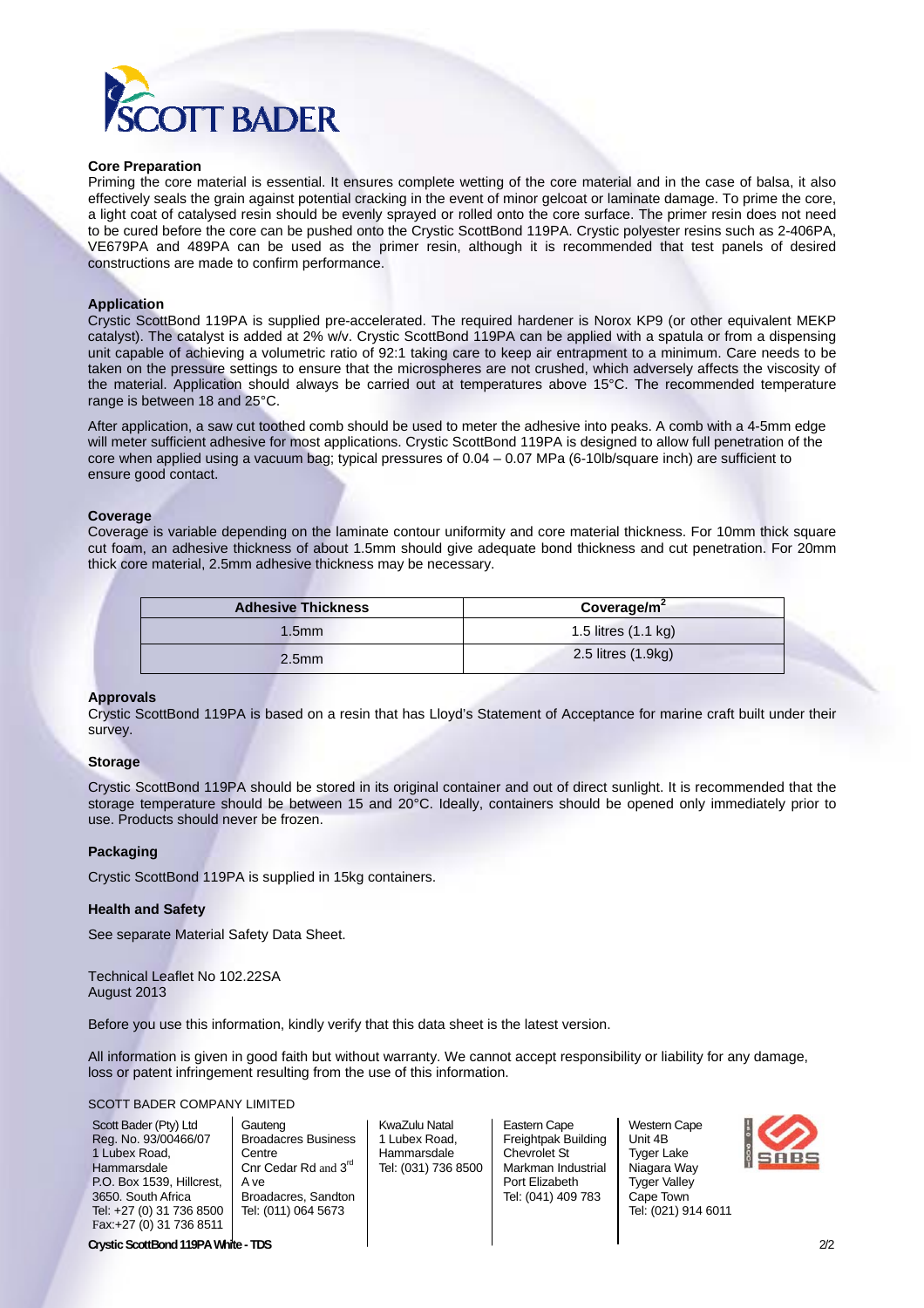## Core Preparation

Priming the core material is essential. It ensures complete wetting of the core material and in the case of balsa, it also effectively seals the grain against potential cracking in the event of minor gelcoat or laminate damage. To prime the core, a light coat of catalysed resin should be evenly sprayed or rolled onto the core surface. The primer resin does not need to be cured before the core can be pushed onto the Crystic ScottBond 119PA. Crystic polyester resins such as 2-406PA, VE679PA and 489PA can be used as the primer resin, although it is recommended that test panels of desired constructions are made to confirm performance.

## Application

Crystic ScottBond 119PA is supplied pre-accelerated. The required hardener is Norox KP9 (or other equivalent MEKP catalyst). The catalyst is added at 2% w/v. Crystic ScottBond 119PA can be applied with a spatula or from a dispensing unit capable of achieving a volumetric ratio of 92:1 taking care to keep air entrapment to a minimum. Care needs to be taken on the pressure settings to ensure that the microspheres are not crushed, which adversely affects the viscosity of the material. Application should always be carried out at temperatures above 15°C. The recommended temperature range is between 18 and 25°C.

After application, a saw cut toothed comb should be used to meter the adhesive into peaks. A comb with a 4-5mm edge will meter sufficient adhesive for most applications. Crystic ScottBond 119PA is designed to allow full penetration of the core when applied using a vacuum bag; typical pressures of 0.04 – 0.07 MPa (6-10lb/square inch) are sufficient to ensure good contact.

## Coverage

Coverage is variable depending on the laminate contour uniformity and core material thickness. For 10mm thick square cut foam, an adhesive thickness of about 1.5mm should give adequate bond thickness and cut penetration. For 20mm thick core material, 2.5mm adhesive thickness may be necessary.

| Adhesive Thickness | Coverage/m$^2$ |
|---|---|
| 1.5mm | 1.5 litres (1.1 kg) |
| 2.5mm | 2.5 litres (1.9kg) |

## Approvals

Crystic ScottBond 119PA is based on a resin that has Lloyd's Statement of Acceptance for marine craft built under their survey.

## Storage

Crystic ScottBond 119PA should be stored in its original container and out of direct sunlight. It is recommended that the storage temperature should be between 15 and 20°C. Ideally, containers should be opened only immediately prior to use. Products should never be frozen.

## Packaging

Crystic ScottBond 119PA is supplied in 15kg containers.

## Health and Safety

See separate Material Safety Data Sheet.

Technical Leaflet No 102.22SA
August 2013

Before you use this information, kindly verify that this data sheet is the latest version.

All information is given in good faith but without warranty. We cannot accept responsibility or liability for any damage, loss or patent infringement resulting from the use of this information.

SCOTT BADER COMPANY LIMITED

Scott Bader (Pty) Ltd
Reg. No. 93/00466/07
1 Lubex Road,
Hammarsdale
P.O. Box 1539, Hillcrest,
3650. South Africa
Tel: +27 (0) 31 736 8500
Fax:+27 (0) 31 736 8511

Gauteng
Broadacres Business Centre
Cnr Cedar Rd and 3rd Ave
Broadacres, Sandton
Tel: (011) 064 5673

KwaZulu Natal
1 Lubex Road,
Hammarsdale
Tel: (031) 736 8500

Eastern Cape
Freightpak Building
Chevrolet St
Markman Industrial
Port Elizabeth
Tel: (041) 409 783

Western Cape
Unit 4B
Tyger Lake
Niagara Way
Tyger Valley
Cape Town
Tel: (021) 914 6011

Crystic ScottBond 119PA White - TDS